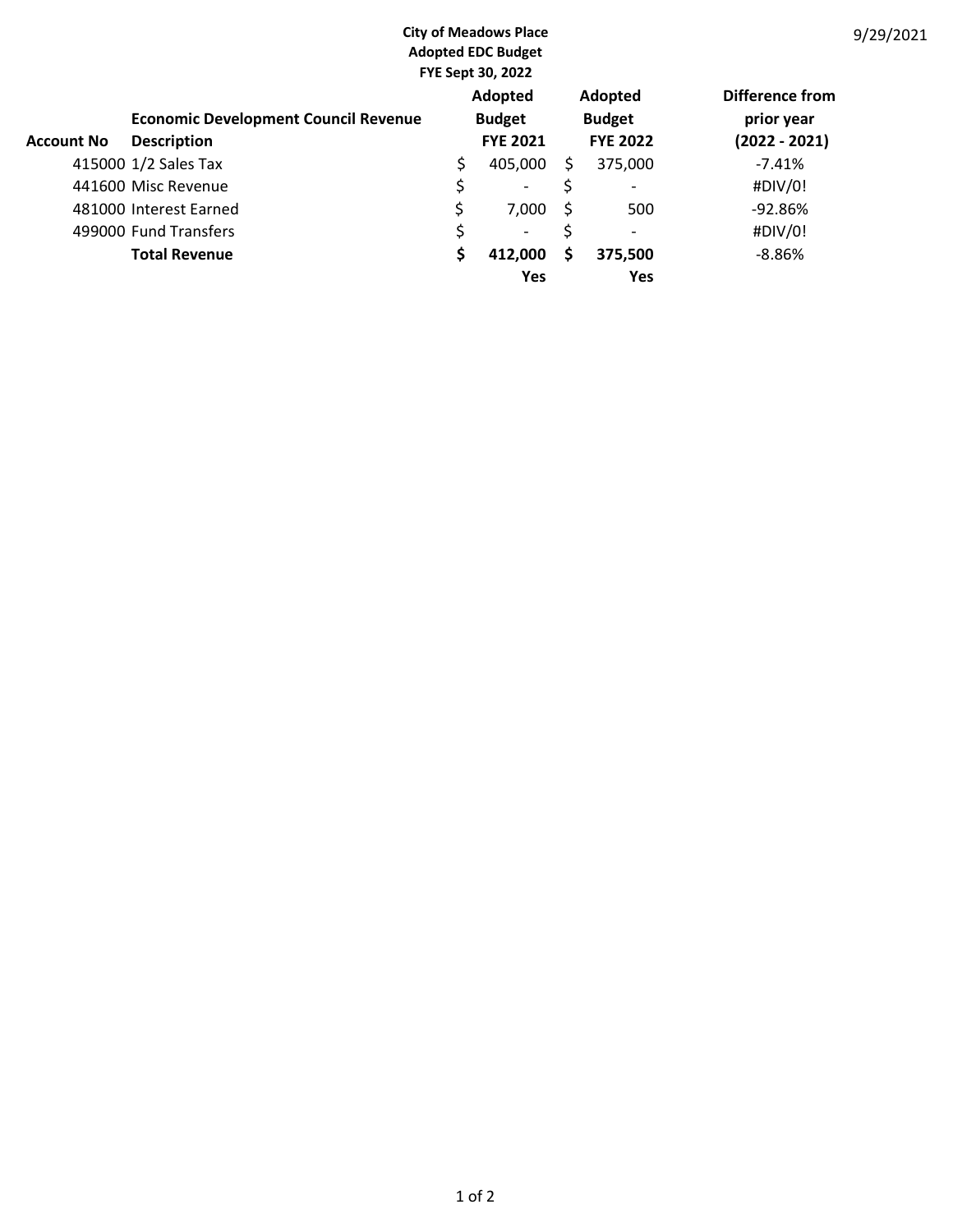**City of Meadows Place**
**Adopted EDC Budget**
**FYE Sept 30, 2022**

9/29/2021

| Account No | Economic Development Council Revenue Description | Adopted Budget FYE 2021 | Adopted Budget FYE 2022 | Difference from prior year (2022 - 2021) |
|---|---|---|---|---|
| 415000 | 1/2 Sales Tax | $ 405,000 | $ 375,000 | -7.41% |
| 441600 | Misc Revenue | $ - | $ - | #DIV/0! |
| 481000 | Interest Earned | $ 7,000 | $ 500 | -92.86% |
| 499000 | Fund Transfers | $ - | $ - | #DIV/0! |
| | **Total Revenue** | **$ 412,000** | **$ 375,500** | -8.86% |
| | | **Yes** | **Yes** | |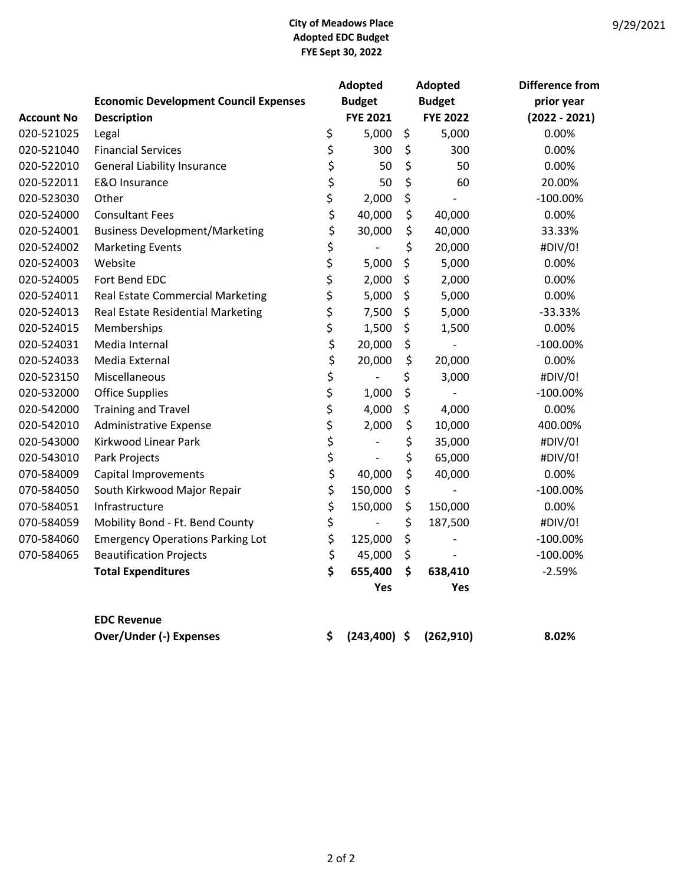**City of Meadows Place**
**Adopted EDC Budget**
**FYE Sept 30, 2022**

9/29/2021

| Account No | Economic Development Council Expenses Description | Adopted Budget FYE 2021 | Adopted Budget FYE 2022 | Difference from prior year (2022 - 2021) |
|---|---|---|---|---|
| 020-521025 | Legal | $ 5,000 | $ 5,000 | 0.00% |
| 020-521040 | Financial Services | $ 300 | $ 300 | 0.00% |
| 020-522010 | General Liability Insurance | $ 50 | $ 50 | 0.00% |
| 020-522011 | E&O Insurance | $ 50 | $ 60 | 20.00% |
| 020-523030 | Other | $ 2,000 | $ - | -100.00% |
| 020-524000 | Consultant Fees | $ 40,000 | $ 40,000 | 0.00% |
| 020-524001 | Business Development/Marketing | $ 30,000 | $ 40,000 | 33.33% |
| 020-524002 | Marketing Events | $ - | $ 20,000 | #DIV/0! |
| 020-524003 | Website | $ 5,000 | $ 5,000 | 0.00% |
| 020-524005 | Fort Bend EDC | $ 2,000 | $ 2,000 | 0.00% |
| 020-524011 | Real Estate Commercial Marketing | $ 5,000 | $ 5,000 | 0.00% |
| 020-524013 | Real Estate Residential Marketing | $ 7,500 | $ 5,000 | -33.33% |
| 020-524015 | Memberships | $ 1,500 | $ 1,500 | 0.00% |
| 020-524031 | Media Internal | $ 20,000 | $ - | -100.00% |
| 020-524033 | Media External | $ 20,000 | $ 20,000 | 0.00% |
| 020-523150 | Miscellaneous | $ - | $ 3,000 | #DIV/0! |
| 020-532000 | Office Supplies | $ 1,000 | $ - | -100.00% |
| 020-542000 | Training and Travel | $ 4,000 | $ 4,000 | 0.00% |
| 020-542010 | Administrative Expense | $ 2,000 | $ 10,000 | 400.00% |
| 020-543000 | Kirkwood Linear Park | $ - | $ 35,000 | #DIV/0! |
| 020-543010 | Park Projects | $ - | $ 65,000 | #DIV/0! |
| 070-584009 | Capital Improvements | $ 40,000 | $ 40,000 | 0.00% |
| 070-584050 | South Kirkwood Major Repair | $ 150,000 | $ - | -100.00% |
| 070-584051 | Infrastructure | $ 150,000 | $ 150,000 | 0.00% |
| 070-584059 | Mobility Bond - Ft. Bend County | $ - | $ 187,500 | #DIV/0! |
| 070-584060 | Emergency Operations Parking Lot | $ 125,000 | $ - | -100.00% |
| 070-584065 | Beautification Projects | $ 45,000 | $ - | -100.00% |
| | **Total Expenditures** | **$ 655,400** | **$ 638,410** | -2.59% |
| | | **Yes** | **Yes** | |
| | | | | |
| | **EDC Revenue Over/Under (-) Expenses** | **$ (243,400)** | **$ (262,910)** | **8.02%** |